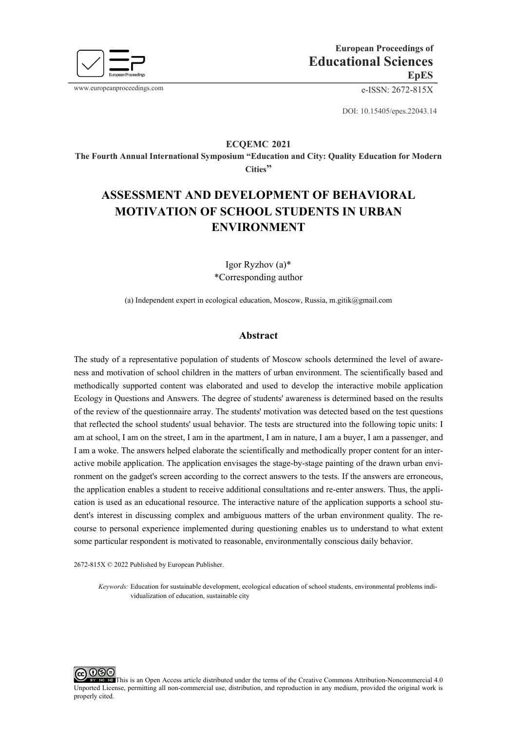European Proceedings of
**Educational Sciences**
**EpES**

www.europeanproceedings.com

e-ISSN: 2672-815X

DOI: 10.15405/epes.22043.14

**ECQEMC 2021**
**The Fourth Annual International Symposium "Education and City: Quality Education for Modern Cities"**

# ASSESSMENT AND DEVELOPMENT OF BEHAVIORAL MOTIVATION OF SCHOOL STUDENTS IN URBAN ENVIRONMENT

Igor Ryzhov (a)*
*Corresponding author

(a) Independent expert in ecological education, Moscow, Russia, m.gitik@gmail.com

## Abstract

The study of a representative population of students of Moscow schools determined the level of awareness and motivation of school children in the matters of urban environment. The scientifically based and methodically supported content was elaborated and used to develop the interactive mobile application Ecology in Questions and Answers. The degree of students' awareness is determined based on the results of the review of the questionnaire array. The students' motivation was detected based on the test questions that reflected the school students' usual behavior. The tests are structured into the following topic units: I am at school, I am on the street, I am in the apartment, I am in nature, I am a buyer, I am a passenger, and I am a woke. The answers helped elaborate the scientifically and methodically proper content for an interactive mobile application. The application envisages the stage-by-stage painting of the drawn urban environment on the gadget's screen according to the correct answers to the tests. If the answers are erroneous, the application enables a student to receive additional consultations and re-enter answers. Thus, the application is used as an educational resource. The interactive nature of the application supports a school student's interest in discussing complex and ambiguous matters of the urban environment quality. The recourse to personal experience implemented during questioning enables us to understand to what extent some particular respondent is motivated to reasonable, environmentally conscious daily behavior.

2672-815X © 2022 Published by European Publisher.

*Keywords:* Education for sustainable development, ecological education of school students, environmental problems individualization of education, sustainable city

This is an Open Access article distributed under the terms of the Creative Commons Attribution-Noncommercial 4.0 Unported License, permitting all non-commercial use, distribution, and reproduction in any medium, provided the original work is properly cited.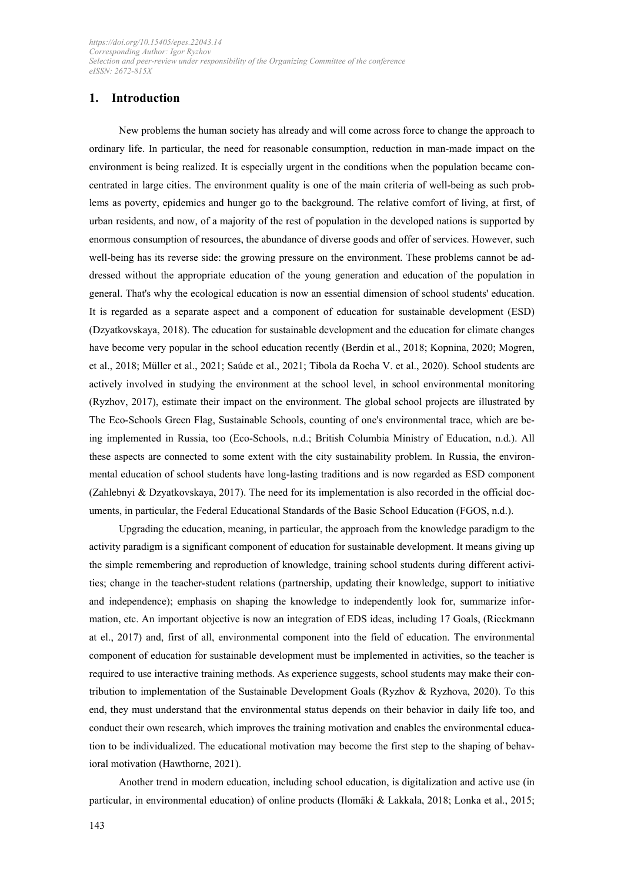## 1. Introduction

New problems the human society has already and will come across force to change the approach to ordinary life. In particular, the need for reasonable consumption, reduction in man-made impact on the environment is being realized. It is especially urgent in the conditions when the population became concentrated in large cities. The environment quality is one of the main criteria of well-being as such problems as poverty, epidemics and hunger go to the background. The relative comfort of living, at first, of urban residents, and now, of a majority of the rest of population in the developed nations is supported by enormous consumption of resources, the abundance of diverse goods and offer of services. However, such well-being has its reverse side: the growing pressure on the environment. These problems cannot be addressed without the appropriate education of the young generation and education of the population in general. That's why the ecological education is now an essential dimension of school students' education. It is regarded as a separate aspect and a component of education for sustainable development (ESD) (Dzyatkovskaya, 2018). The education for sustainable development and the education for climate changes have become very popular in the school education recently (Berdin et al., 2018; Kopnina, 2020; Mogren, et al., 2018; Müller et al., 2021; Saúde et al., 2021; Tibola da Rocha V. et al., 2020). School students are actively involved in studying the environment at the school level, in school environmental monitoring (Ryzhov, 2017), estimate their impact on the environment. The global school projects are illustrated by The Eco-Schools Green Flag, Sustainable Schools, counting of one's environmental trace, which are being implemented in Russia, too (Eco-Schools, n.d.; British Columbia Ministry of Education, n.d.). All these aspects are connected to some extent with the city sustainability problem. In Russia, the environmental education of school students have long-lasting traditions and is now regarded as ESD component (Zahlebnyi & Dzyatkovskaya, 2017). The need for its implementation is also recorded in the official documents, in particular, the Federal Educational Standards of the Basic School Education (FGOS, n.d.).

Upgrading the education, meaning, in particular, the approach from the knowledge paradigm to the activity paradigm is a significant component of education for sustainable development. It means giving up the simple remembering and reproduction of knowledge, training school students during different activities; change in the teacher-student relations (partnership, updating their knowledge, support to initiative and independence); emphasis on shaping the knowledge to independently look for, summarize information, etc. An important objective is now an integration of EDS ideas, including 17 Goals, (Rieckmann at el., 2017) and, first of all, environmental component into the field of education. The environmental component of education for sustainable development must be implemented in activities, so the teacher is required to use interactive training methods. As experience suggests, school students may make their contribution to implementation of the Sustainable Development Goals (Ryzhov & Ryzhova, 2020). To this end, they must understand that the environmental status depends on their behavior in daily life too, and conduct their own research, which improves the training motivation and enables the environmental education to be individualized. The educational motivation may become the first step to the shaping of behavioral motivation (Hawthorne, 2021).

Another trend in modern education, including school education, is digitalization and active use (in particular, in environmental education) of online products (Ilomäki & Lakkala, 2018; Lonka et al., 2015;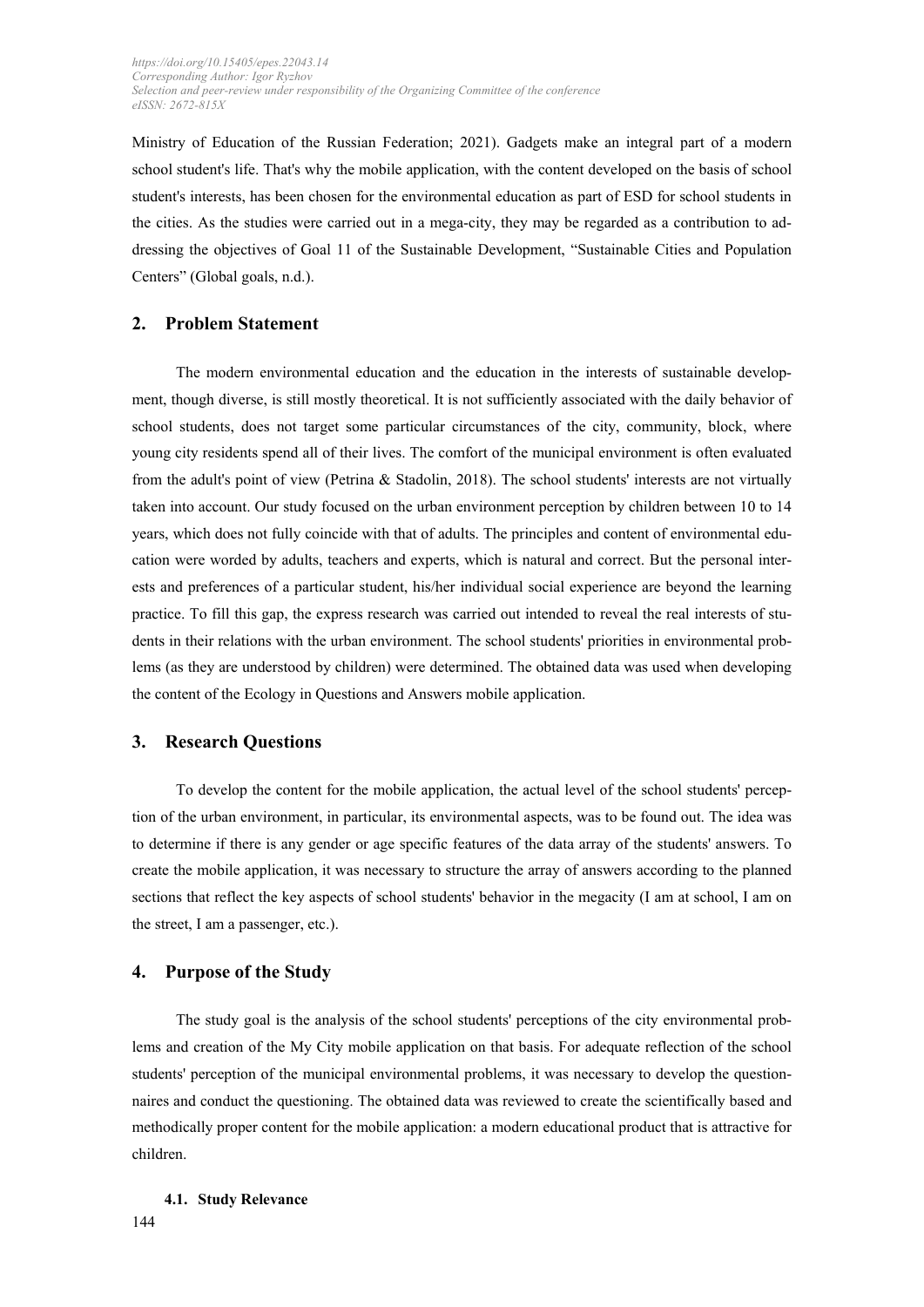Ministry of Education of the Russian Federation; 2021). Gadgets make an integral part of a modern school student's life. That's why the mobile application, with the content developed on the basis of school student's interests, has been chosen for the environmental education as part of ESD for school students in the cities. As the studies were carried out in a mega-city, they may be regarded as a contribution to addressing the objectives of Goal 11 of the Sustainable Development, "Sustainable Cities and Population Centers" (Global goals, n.d.).

## 2. Problem Statement

The modern environmental education and the education in the interests of sustainable development, though diverse, is still mostly theoretical. It is not sufficiently associated with the daily behavior of school students, does not target some particular circumstances of the city, community, block, where young city residents spend all of their lives. The comfort of the municipal environment is often evaluated from the adult's point of view (Petrina & Stadolin, 2018). The school students' interests are not virtually taken into account. Our study focused on the urban environment perception by children between 10 to 14 years, which does not fully coincide with that of adults. The principles and content of environmental education were worded by adults, teachers and experts, which is natural and correct. But the personal interests and preferences of a particular student, his/her individual social experience are beyond the learning practice. To fill this gap, the express research was carried out intended to reveal the real interests of students in their relations with the urban environment. The school students' priorities in environmental problems (as they are understood by children) were determined. The obtained data was used when developing the content of the Ecology in Questions and Answers mobile application.

## 3. Research Questions

To develop the content for the mobile application, the actual level of the school students' perception of the urban environment, in particular, its environmental aspects, was to be found out. The idea was to determine if there is any gender or age specific features of the data array of the students' answers. To create the mobile application, it was necessary to structure the array of answers according to the planned sections that reflect the key aspects of school students' behavior in the megacity (I am at school, I am on the street, I am a passenger, etc.).

## 4. Purpose of the Study

The study goal is the analysis of the school students' perceptions of the city environmental problems and creation of the My City mobile application on that basis. For adequate reflection of the school students' perception of the municipal environmental problems, it was necessary to develop the questionnaires and conduct the questioning. The obtained data was reviewed to create the scientifically based and methodically proper content for the mobile application: a modern educational product that is attractive for children.

### 4.1. Study Relevance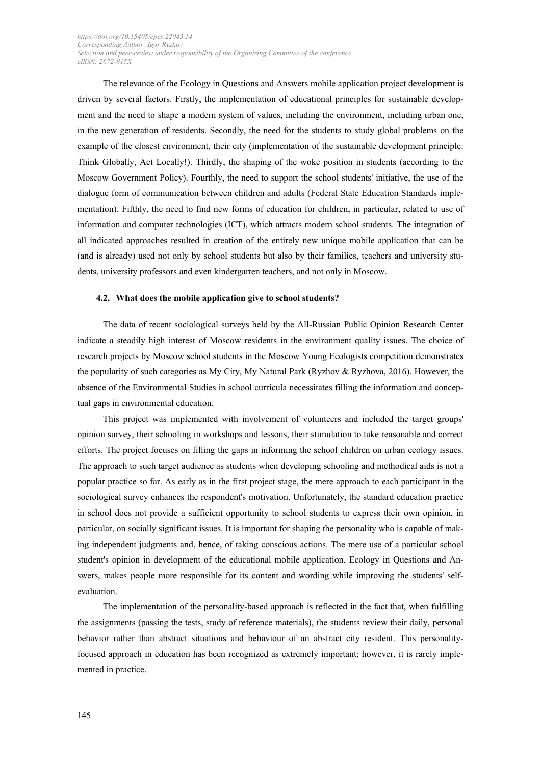The relevance of the Ecology in Questions and Answers mobile application project development is driven by several factors. Firstly, the implementation of educational principles for sustainable development and the need to shape a modern system of values, including the environment, including urban one, in the new generation of residents. Secondly, the need for the students to study global problems on the example of the closest environment, their city (implementation of the sustainable development principle: Think Globally, Act Locally!). Thirdly, the shaping of the woke position in students (according to the Moscow Government Policy). Fourthly, the need to support the school students' initiative, the use of the dialogue form of communication between children and adults (Federal State Education Standards implementation). Fifthly, the need to find new forms of education for children, in particular, related to use of information and computer technologies (ICT), which attracts modern school students. The integration of all indicated approaches resulted in creation of the entirely new unique mobile application that can be (and is already) used not only by school students but also by their families, teachers and university students, university professors and even kindergarten teachers, and not only in Moscow.

### 4.2. What does the mobile application give to school students?

The data of recent sociological surveys held by the All-Russian Public Opinion Research Center indicate a steadily high interest of Moscow residents in the environment quality issues. The choice of research projects by Moscow school students in the Moscow Young Ecologists competition demonstrates the popularity of such categories as My City, My Natural Park (Ryzhov & Ryzhova, 2016). However, the absence of the Environmental Studies in school curricula necessitates filling the information and conceptual gaps in environmental education.

This project was implemented with involvement of volunteers and included the target groups' opinion survey, their schooling in workshops and lessons, their stimulation to take reasonable and correct efforts. The project focuses on filling the gaps in informing the school children on urban ecology issues. The approach to such target audience as students when developing schooling and methodical aids is not a popular practice so far. As early as in the first project stage, the mere approach to each participant in the sociological survey enhances the respondent's motivation. Unfortunately, the standard education practice in school does not provide a sufficient opportunity to school students to express their own opinion, in particular, on socially significant issues. It is important for shaping the personality who is capable of making independent judgments and, hence, of taking conscious actions. The mere use of a particular school student's opinion in development of the educational mobile application, Ecology in Questions and Answers, makes people more responsible for its content and wording while improving the students' self-evaluation.

The implementation of the personality-based approach is reflected in the fact that, when fulfilling the assignments (passing the tests, study of reference materials), the students review their daily, personal behavior rather than abstract situations and behaviour of an abstract city resident. This personality-focused approach in education has been recognized as extremely important; however, it is rarely implemented in practice.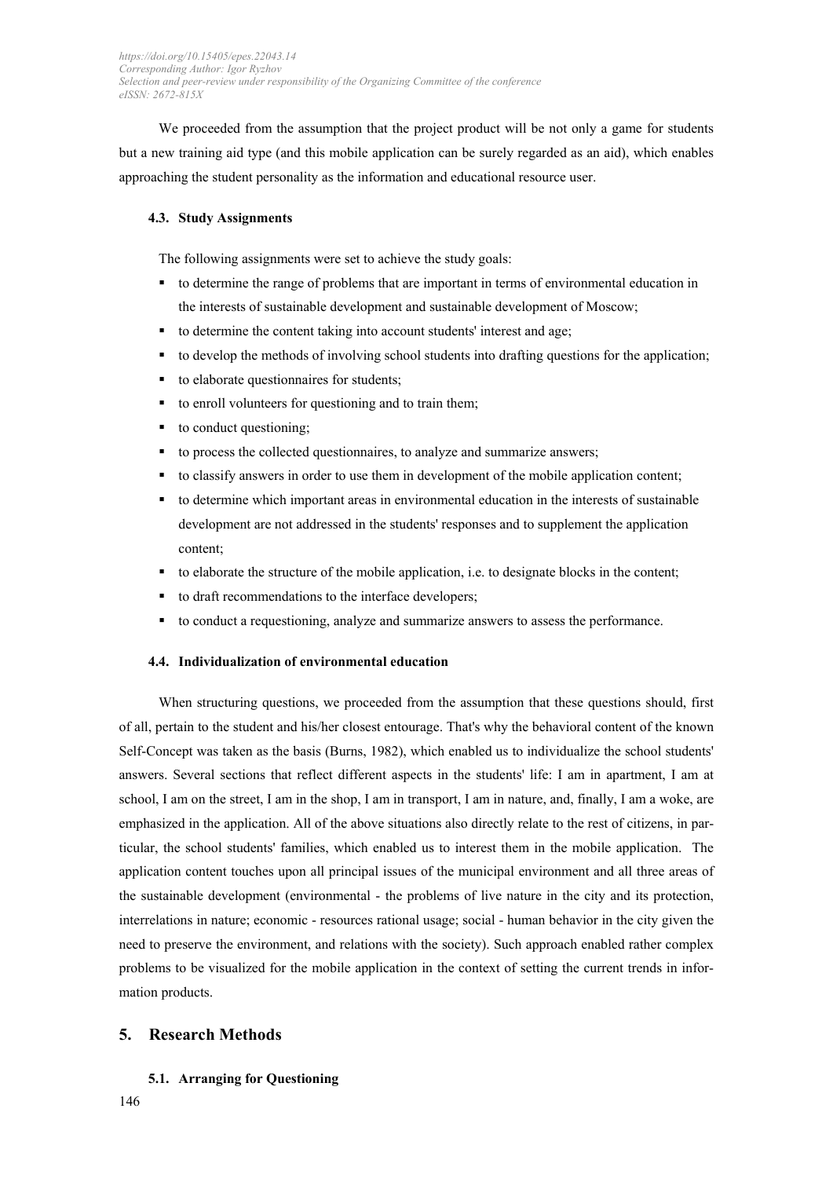We proceeded from the assumption that the project product will be not only a game for students but a new training aid type (and this mobile application can be surely regarded as an aid), which enables approaching the student personality as the information and educational resource user.

### 4.3. Study Assignments

The following assignments were set to achieve the study goals:

- to determine the range of problems that are important in terms of environmental education in the interests of sustainable development and sustainable development of Moscow;
- to determine the content taking into account students' interest and age;
- to develop the methods of involving school students into drafting questions for the application;
- to elaborate questionnaires for students;
- to enroll volunteers for questioning and to train them;
- to conduct questioning;
- to process the collected questionnaires, to analyze and summarize answers;
- to classify answers in order to use them in development of the mobile application content;
- to determine which important areas in environmental education in the interests of sustainable development are not addressed in the students' responses and to supplement the application content;
- to elaborate the structure of the mobile application, i.e. to designate blocks in the content;
- to draft recommendations to the interface developers;
- to conduct a requestioning, analyze and summarize answers to assess the performance.

### 4.4. Individualization of environmental education

When structuring questions, we proceeded from the assumption that these questions should, first of all, pertain to the student and his/her closest entourage. That's why the behavioral content of the known Self-Concept was taken as the basis (Burns, 1982), which enabled us to individualize the school students' answers. Several sections that reflect different aspects in the students' life: I am in apartment, I am at school, I am on the street, I am in the shop, I am in transport, I am in nature, and, finally, I am a woke, are emphasized in the application. All of the above situations also directly relate to the rest of citizens, in particular, the school students' families, which enabled us to interest them in the mobile application. The application content touches upon all principal issues of the municipal environment and all three areas of the sustainable development (environmental - the problems of live nature in the city and its protection, interrelations in nature; economic - resources rational usage; social - human behavior in the city given the need to preserve the environment, and relations with the society). Such approach enabled rather complex problems to be visualized for the mobile application in the context of setting the current trends in information products.

## 5. Research Methods

### 5.1. Arranging for Questioning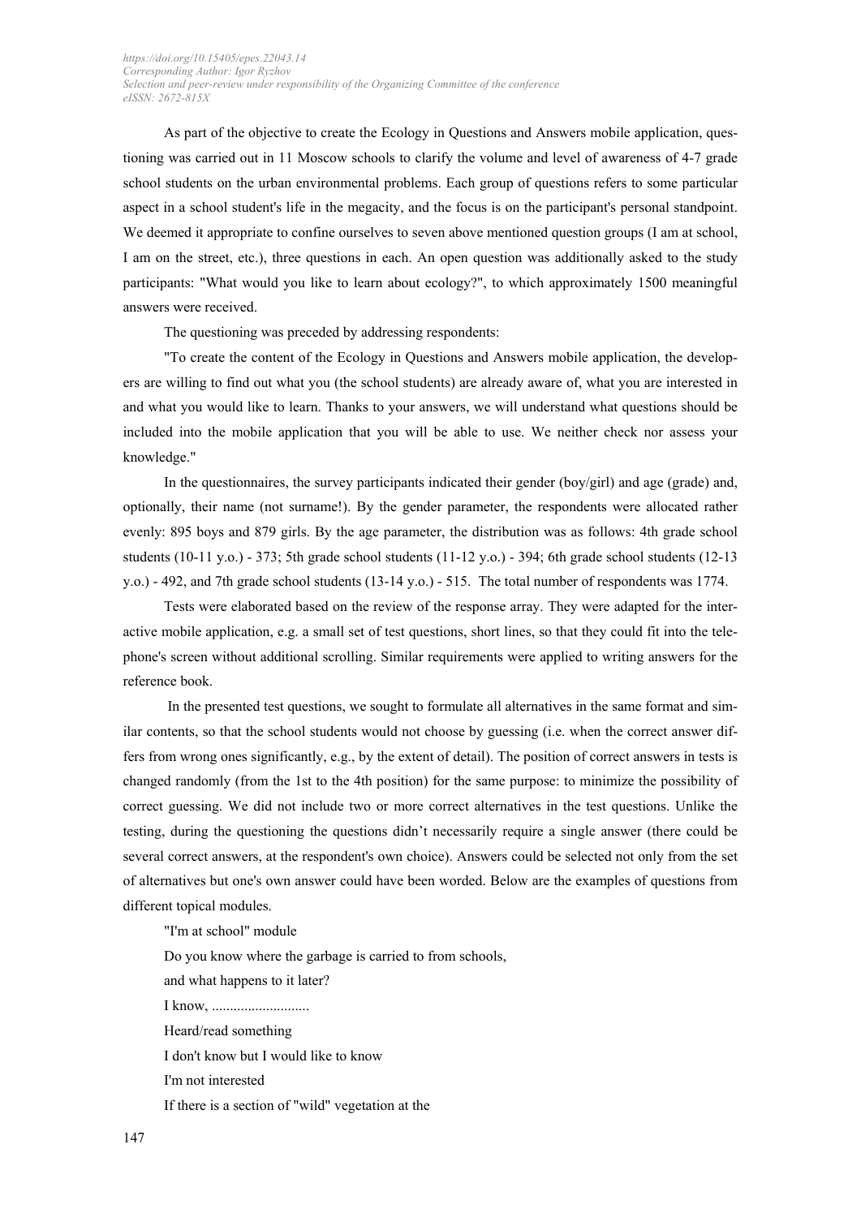As part of the objective to create the Ecology in Questions and Answers mobile application, questioning was carried out in 11 Moscow schools to clarify the volume and level of awareness of 4-7 grade school students on the urban environmental problems. Each group of questions refers to some particular aspect in a school student's life in the megacity, and the focus is on the participant's personal standpoint. We deemed it appropriate to confine ourselves to seven above mentioned question groups (I am at school, I am on the street, etc.), three questions in each. An open question was additionally asked to the study participants: "What would you like to learn about ecology?", to which approximately 1500 meaningful answers were received.

The questioning was preceded by addressing respondents:

"To create the content of the Ecology in Questions and Answers mobile application, the developers are willing to find out what you (the school students) are already aware of, what you are interested in and what you would like to learn. Thanks to your answers, we will understand what questions should be included into the mobile application that you will be able to use. We neither check nor assess your knowledge."

In the questionnaires, the survey participants indicated their gender (boy/girl) and age (grade) and, optionally, their name (not surname!). By the gender parameter, the respondents were allocated rather evenly: 895 boys and 879 girls. By the age parameter, the distribution was as follows: 4th grade school students (10-11 y.o.) - 373; 5th grade school students (11-12 y.o.) - 394; 6th grade school students (12-13 y.o.) - 492, and 7th grade school students (13-14 y.o.) - 515. The total number of respondents was 1774.

Tests were elaborated based on the review of the response array. They were adapted for the interactive mobile application, e.g. a small set of test questions, short lines, so that they could fit into the telephone's screen without additional scrolling. Similar requirements were applied to writing answers for the reference book.

In the presented test questions, we sought to formulate all alternatives in the same format and similar contents, so that the school students would not choose by guessing (i.e. when the correct answer differs from wrong ones significantly, e.g., by the extent of detail). The position of correct answers in tests is changed randomly (from the 1st to the 4th position) for the same purpose: to minimize the possibility of correct guessing. We did not include two or more correct alternatives in the test questions. Unlike the testing, during the questioning the questions didn't necessarily require a single answer (there could be several correct answers, at the respondent's own choice). Answers could be selected not only from the set of alternatives but one's own answer could have been worded. Below are the examples of questions from different topical modules.

"I'm at school" module

Do you know where the garbage is carried to from schools,

and what happens to it later?

I know, ...........................

Heard/read something

I don't know but I would like to know

I'm not interested

If there is a section of "wild" vegetation at the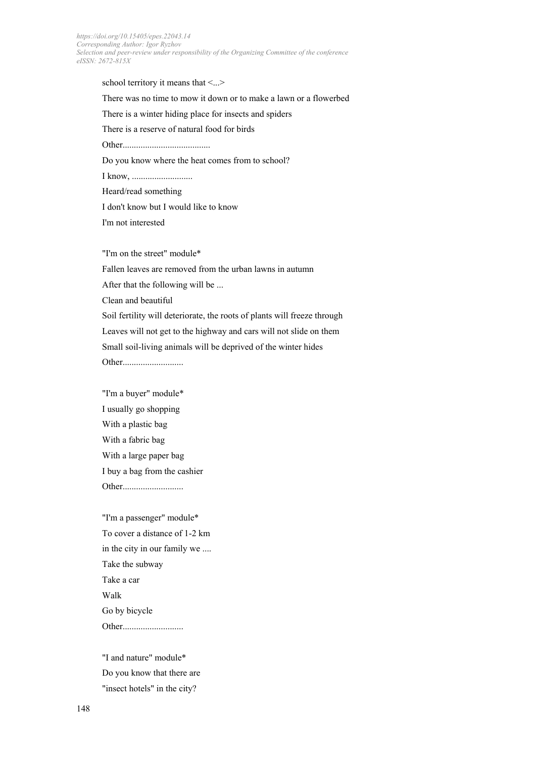school territory it means that <...>

There was no time to mow it down or to make a lawn or a flowerbed

There is a winter hiding place for insects and spiders

There is a reserve of natural food for birds

Other......................................

Do you know where the heat comes from to school?

I know, ..........................

Heard/read something

I don't know but I would like to know

I'm not interested

"I'm on the street" module*

Fallen leaves are removed from the urban lawns in autumn

After that the following will be ...

Clean and beautiful

Soil fertility will deteriorate, the roots of plants will freeze through

Leaves will not get to the highway and cars will not slide on them

Small soil-living animals will be deprived of the winter hides

Other..........................

"I'm a buyer" module*

I usually go shopping

With a plastic bag

With a fabric bag

With a large paper bag

I buy a bag from the cashier

Other..........................

"I'm a passenger" module*

To cover a distance of 1-2 km

in the city in our family we ....

Take the subway

Take a car

Walk

Go by bicycle

Other..........................

"I and nature" module*

Do you know that there are

"insect hotels" in the city?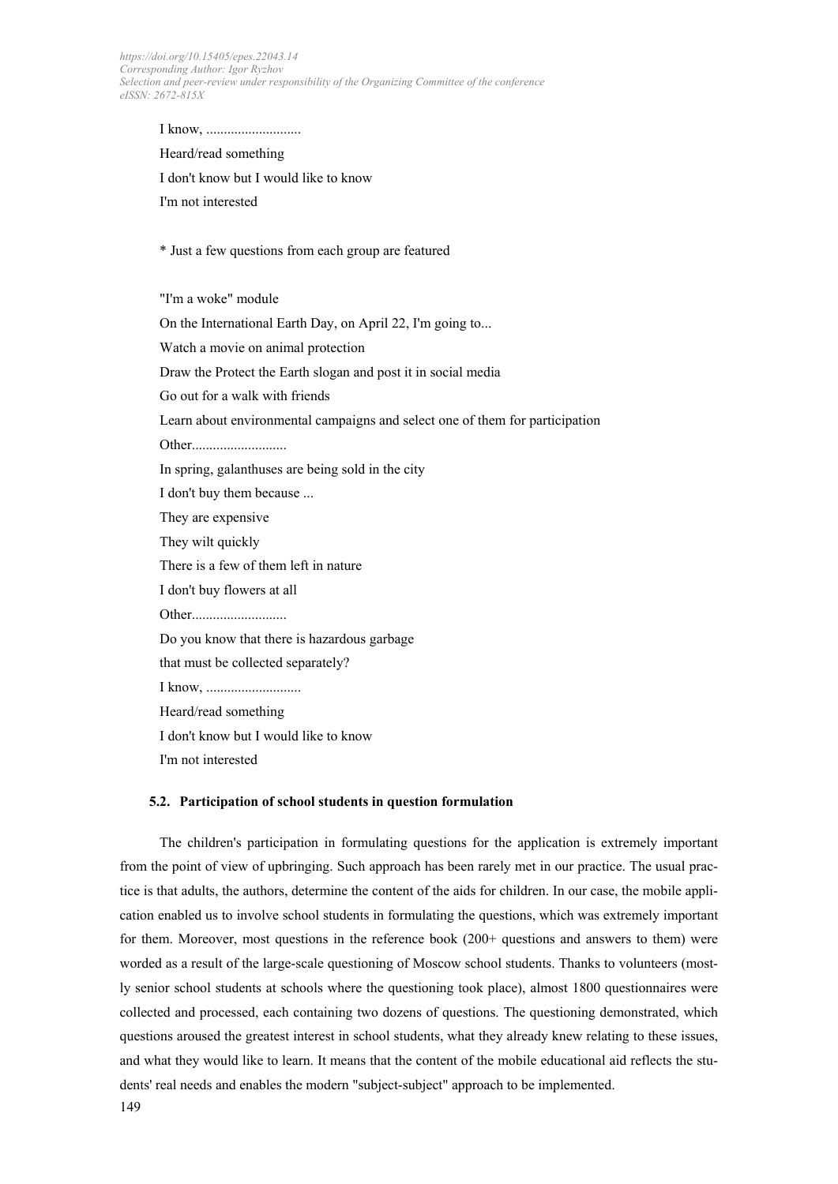I know, ...........................

Heard/read something

I don't know but I would like to know

I'm not interested

* Just a few questions from each group are featured

"I'm a woke" module

On the International Earth Day, on April 22, I'm going to...

Watch a movie on animal protection

Draw the Protect the Earth slogan and post it in social media

Go out for a walk with friends

Learn about environmental campaigns and select one of them for participation

Other...........................

In spring, galanthuses are being sold in the city

I don't buy them because ...

They are expensive

They wilt quickly

There is a few of them left in nature

I don't buy flowers at all

Other...........................

Do you know that there is hazardous garbage

that must be collected separately?

I know, ...........................

Heard/read something

I don't know but I would like to know

I'm not interested

### 5.2. Participation of school students in question formulation

The children's participation in formulating questions for the application is extremely important from the point of view of upbringing. Such approach has been rarely met in our practice. The usual practice is that adults, the authors, determine the content of the aids for children. In our case, the mobile application enabled us to involve school students in formulating the questions, which was extremely important for them. Moreover, most questions in the reference book (200+ questions and answers to them) were worded as a result of the large-scale questioning of Moscow school students. Thanks to volunteers (mostly senior school students at schools where the questioning took place), almost 1800 questionnaires were collected and processed, each containing two dozens of questions. The questioning demonstrated, which questions aroused the greatest interest in school students, what they already knew relating to these issues, and what they would like to learn. It means that the content of the mobile educational aid reflects the students' real needs and enables the modern "subject-subject" approach to be implemented.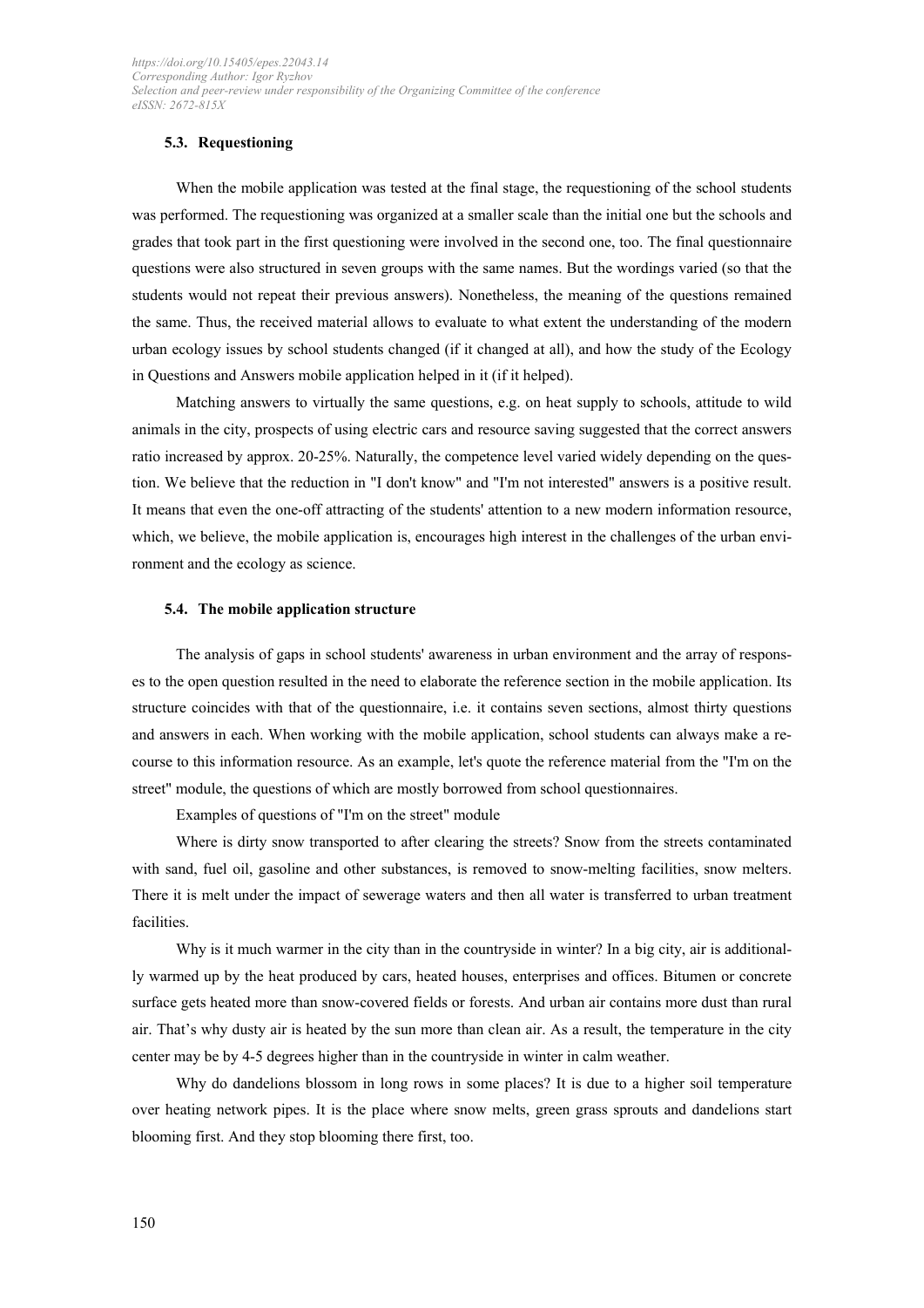### 5.3. Requestioning

When the mobile application was tested at the final stage, the requestioning of the school students was performed. The requestioning was organized at a smaller scale than the initial one but the schools and grades that took part in the first questioning were involved in the second one, too. The final questionnaire questions were also structured in seven groups with the same names. But the wordings varied (so that the students would not repeat their previous answers). Nonetheless, the meaning of the questions remained the same. Thus, the received material allows to evaluate to what extent the understanding of the modern urban ecology issues by school students changed (if it changed at all), and how the study of the Ecology in Questions and Answers mobile application helped in it (if it helped).

Matching answers to virtually the same questions, e.g. on heat supply to schools, attitude to wild animals in the city, prospects of using electric cars and resource saving suggested that the correct answers ratio increased by approx. 20-25%. Naturally, the competence level varied widely depending on the question. We believe that the reduction in "I don't know" and "I'm not interested" answers is a positive result. It means that even the one-off attracting of the students' attention to a new modern information resource, which, we believe, the mobile application is, encourages high interest in the challenges of the urban environment and the ecology as science.

### 5.4. The mobile application structure

The analysis of gaps in school students' awareness in urban environment and the array of responses to the open question resulted in the need to elaborate the reference section in the mobile application. Its structure coincides with that of the questionnaire, i.e. it contains seven sections, almost thirty questions and answers in each. When working with the mobile application, school students can always make a recourse to this information resource. As an example, let's quote the reference material from the "I'm on the street" module, the questions of which are mostly borrowed from school questionnaires.

Examples of questions of "I'm on the street" module

Where is dirty snow transported to after clearing the streets? Snow from the streets contaminated with sand, fuel oil, gasoline and other substances, is removed to snow-melting facilities, snow melters. There it is melt under the impact of sewerage waters and then all water is transferred to urban treatment facilities.

Why is it much warmer in the city than in the countryside in winter? In a big city, air is additionally warmed up by the heat produced by cars, heated houses, enterprises and offices. Bitumen or concrete surface gets heated more than snow-covered fields or forests. And urban air contains more dust than rural air. That's why dusty air is heated by the sun more than clean air. As a result, the temperature in the city center may be by 4-5 degrees higher than in the countryside in winter in calm weather.

Why do dandelions blossom in long rows in some places? It is due to a higher soil temperature over heating network pipes. It is the place where snow melts, green grass sprouts and dandelions start blooming first. And they stop blooming there first, too.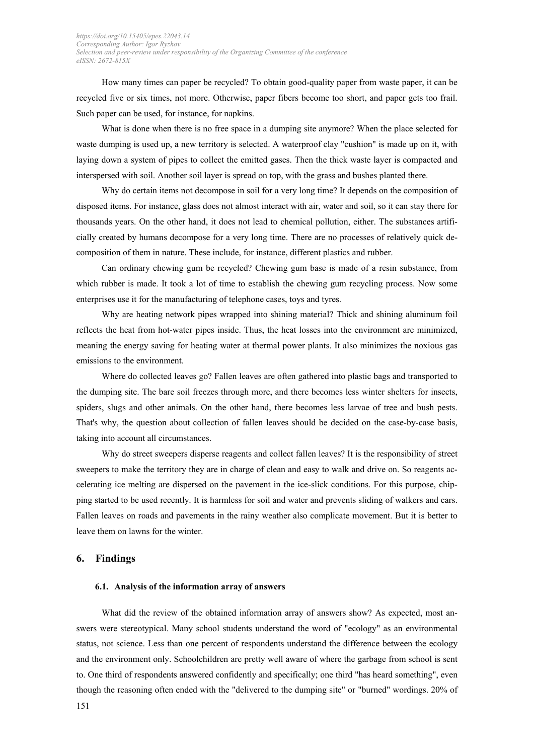How many times can paper be recycled? To obtain good-quality paper from waste paper, it can be recycled five or six times, not more. Otherwise, paper fibers become too short, and paper gets too frail. Such paper can be used, for instance, for napkins.

What is done when there is no free space in a dumping site anymore? When the place selected for waste dumping is used up, a new territory is selected. A waterproof clay "cushion" is made up on it, with laying down a system of pipes to collect the emitted gases. Then the thick waste layer is compacted and interspersed with soil. Another soil layer is spread on top, with the grass and bushes planted there.

Why do certain items not decompose in soil for a very long time? It depends on the composition of disposed items. For instance, glass does not almost interact with air, water and soil, so it can stay there for thousands years. On the other hand, it does not lead to chemical pollution, either. The substances artificially created by humans decompose for a very long time. There are no processes of relatively quick decomposition of them in nature. These include, for instance, different plastics and rubber.

Can ordinary chewing gum be recycled? Chewing gum base is made of a resin substance, from which rubber is made. It took a lot of time to establish the chewing gum recycling process. Now some enterprises use it for the manufacturing of telephone cases, toys and tyres.

Why are heating network pipes wrapped into shining material? Thick and shining aluminum foil reflects the heat from hot-water pipes inside. Thus, the heat losses into the environment are minimized, meaning the energy saving for heating water at thermal power plants. It also minimizes the noxious gas emissions to the environment.

Where do collected leaves go? Fallen leaves are often gathered into plastic bags and transported to the dumping site. The bare soil freezes through more, and there becomes less winter shelters for insects, spiders, slugs and other animals. On the other hand, there becomes less larvae of tree and bush pests. That's why, the question about collection of fallen leaves should be decided on the case-by-case basis, taking into account all circumstances.

Why do street sweepers disperse reagents and collect fallen leaves? It is the responsibility of street sweepers to make the territory they are in charge of clean and easy to walk and drive on. So reagents accelerating ice melting are dispersed on the pavement in the ice-slick conditions. For this purpose, chipping started to be used recently. It is harmless for soil and water and prevents sliding of walkers and cars. Fallen leaves on roads and pavements in the rainy weather also complicate movement. But it is better to leave them on lawns for the winter.

## 6. Findings

### 6.1. Analysis of the information array of answers

What did the review of the obtained information array of answers show? As expected, most answers were stereotypical. Many school students understand the word of "ecology" as an environmental status, not science. Less than one percent of respondents understand the difference between the ecology and the environment only. Schoolchildren are pretty well aware of where the garbage from school is sent to. One third of respondents answered confidently and specifically; one third "has heard something", even though the reasoning often ended with the "delivered to the dumping site" or "burned" wordings. 20% of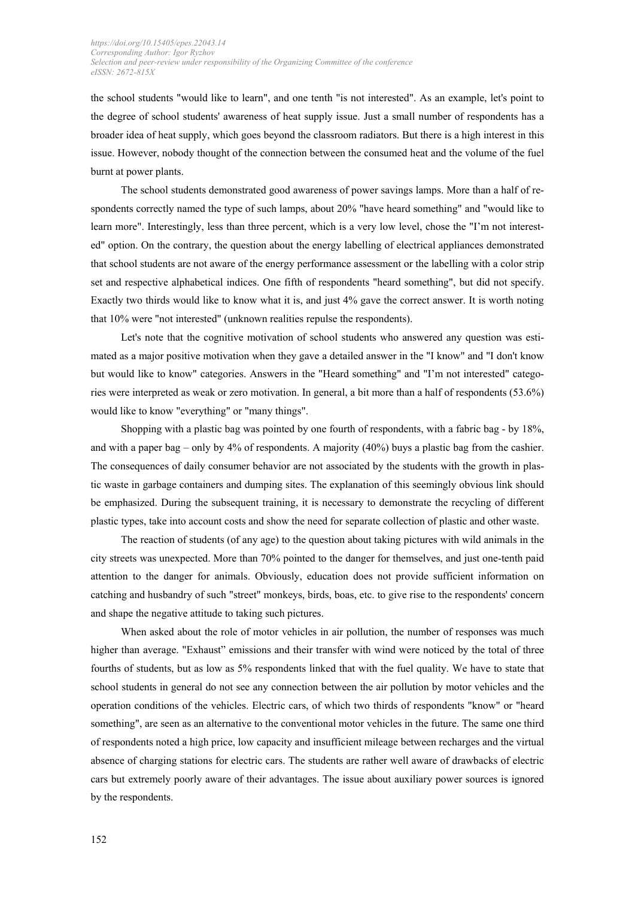the school students "would like to learn", and one tenth "is not interested". As an example, let's point to the degree of school students' awareness of heat supply issue. Just a small number of respondents has a broader idea of heat supply, which goes beyond the classroom radiators. But there is a high interest in this issue. However, nobody thought of the connection between the consumed heat and the volume of the fuel burnt at power plants.

The school students demonstrated good awareness of power savings lamps. More than a half of respondents correctly named the type of such lamps, about 20% "have heard something" and "would like to learn more". Interestingly, less than three percent, which is a very low level, chose the "I'm not interested" option. On the contrary, the question about the energy labelling of electrical appliances demonstrated that school students are not aware of the energy performance assessment or the labelling with a color strip set and respective alphabetical indices. One fifth of respondents "heard something", but did not specify. Exactly two thirds would like to know what it is, and just 4% gave the correct answer. It is worth noting that 10% were "not interested" (unknown realities repulse the respondents).

Let's note that the cognitive motivation of school students who answered any question was estimated as a major positive motivation when they gave a detailed answer in the "I know" and "I don't know but would like to know" categories. Answers in the "Heard something" and "I'm not interested" categories were interpreted as weak or zero motivation. In general, a bit more than a half of respondents (53.6%) would like to know "everything" or "many things".

Shopping with a plastic bag was pointed by one fourth of respondents, with a fabric bag - by 18%, and with a paper bag – only by 4% of respondents. A majority (40%) buys a plastic bag from the cashier. The consequences of daily consumer behavior are not associated by the students with the growth in plastic waste in garbage containers and dumping sites. The explanation of this seemingly obvious link should be emphasized. During the subsequent training, it is necessary to demonstrate the recycling of different plastic types, take into account costs and show the need for separate collection of plastic and other waste.

The reaction of students (of any age) to the question about taking pictures with wild animals in the city streets was unexpected. More than 70% pointed to the danger for themselves, and just one-tenth paid attention to the danger for animals. Obviously, education does not provide sufficient information on catching and husbandry of such "street" monkeys, birds, boas, etc. to give rise to the respondents' concern and shape the negative attitude to taking such pictures.

When asked about the role of motor vehicles in air pollution, the number of responses was much higher than average. "Exhaust" emissions and their transfer with wind were noticed by the total of three fourths of students, but as low as 5% respondents linked that with the fuel quality. We have to state that school students in general do not see any connection between the air pollution by motor vehicles and the operation conditions of the vehicles. Electric cars, of which two thirds of respondents "know" or "heard something", are seen as an alternative to the conventional motor vehicles in the future. The same one third of respondents noted a high price, low capacity and insufficient mileage between recharges and the virtual absence of charging stations for electric cars. The students are rather well aware of drawbacks of electric cars but extremely poorly aware of their advantages. The issue about auxiliary power sources is ignored by the respondents.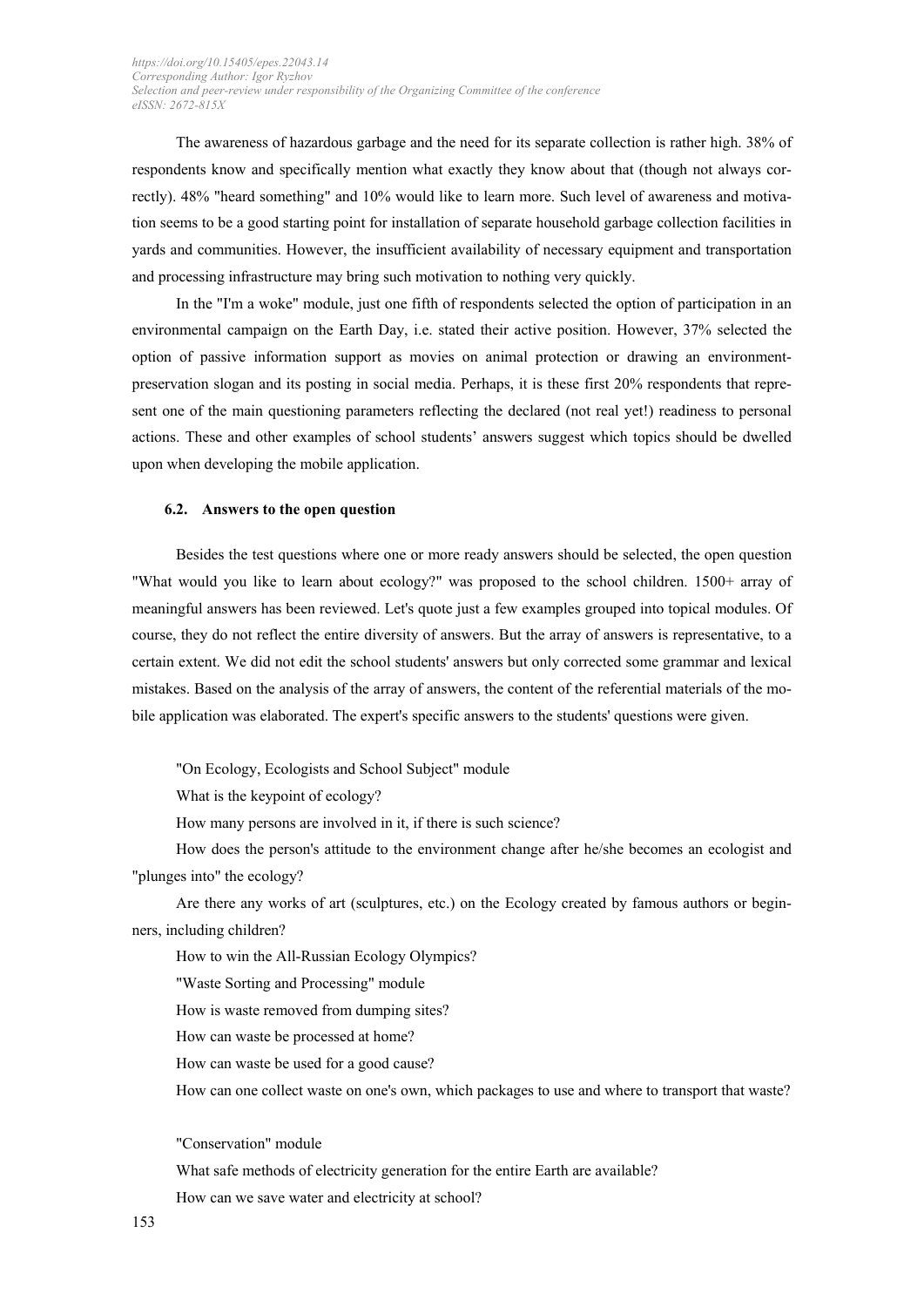The awareness of hazardous garbage and the need for its separate collection is rather high. 38% of respondents know and specifically mention what exactly they know about that (though not always correctly). 48% "heard something" and 10% would like to learn more. Such level of awareness and motivation seems to be a good starting point for installation of separate household garbage collection facilities in yards and communities. However, the insufficient availability of necessary equipment and transportation and processing infrastructure may bring such motivation to nothing very quickly.

In the "I'm a woke" module, just one fifth of respondents selected the option of participation in an environmental campaign on the Earth Day, i.e. stated their active position. However, 37% selected the option of passive information support as movies on animal protection or drawing an environment-preservation slogan and its posting in social media. Perhaps, it is these first 20% respondents that represent one of the main questioning parameters reflecting the declared (not real yet!) readiness to personal actions. These and other examples of school students' answers suggest which topics should be dwelled upon when developing the mobile application.

### 6.2. Answers to the open question

Besides the test questions where one or more ready answers should be selected, the open question "What would you like to learn about ecology?" was proposed to the school children. 1500+ array of meaningful answers has been reviewed. Let's quote just a few examples grouped into topical modules. Of course, they do not reflect the entire diversity of answers. But the array of answers is representative, to a certain extent. We did not edit the school students' answers but only corrected some grammar and lexical mistakes. Based on the analysis of the array of answers, the content of the referential materials of the mobile application was elaborated. The expert's specific answers to the students' questions were given.

"On Ecology, Ecologists and School Subject" module

What is the keypoint of ecology?

How many persons are involved in it, if there is such science?

How does the person's attitude to the environment change after he/she becomes an ecologist and "plunges into" the ecology?

Are there any works of art (sculptures, etc.) on the Ecology created by famous authors or beginners, including children?

How to win the All-Russian Ecology Olympics?

"Waste Sorting and Processing" module

How is waste removed from dumping sites?

How can waste be processed at home?

How can waste be used for a good cause?

How can one collect waste on one's own, which packages to use and where to transport that waste?

"Conservation" module

What safe methods of electricity generation for the entire Earth are available?

How can we save water and electricity at school?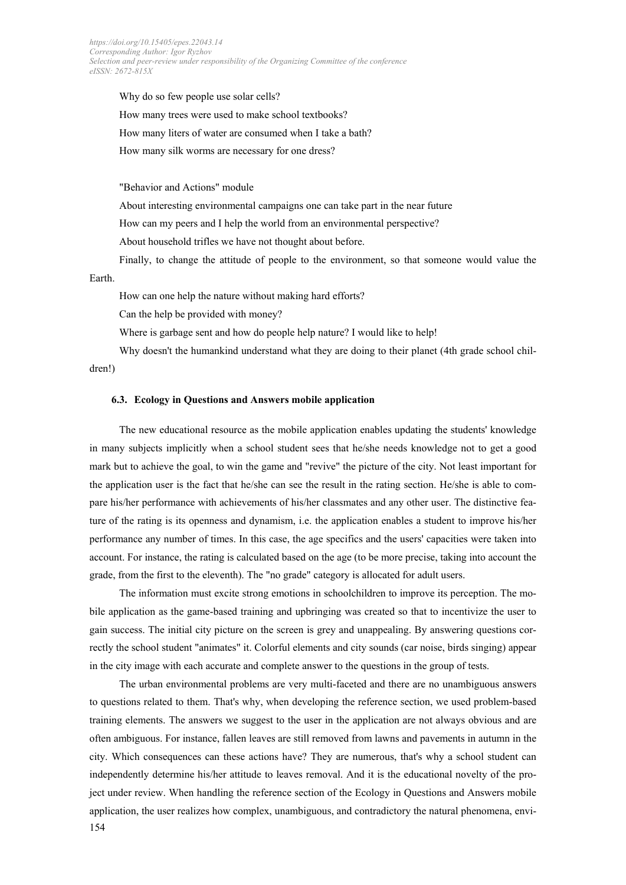Why do so few people use solar cells?

How many trees were used to make school textbooks?

How many liters of water are consumed when I take a bath?

How many silk worms are necessary for one dress?

"Behavior and Actions" module

About interesting environmental campaigns one can take part in the near future

How can my peers and I help the world from an environmental perspective?

About household trifles we have not thought about before.

Finally, to change the attitude of people to the environment, so that someone would value the Earth.

How can one help the nature without making hard efforts?

Can the help be provided with money?

Where is garbage sent and how do people help nature? I would like to help!

Why doesn't the humankind understand what they are doing to their planet (4th grade school children!)

### 6.3. Ecology in Questions and Answers mobile application

The new educational resource as the mobile application enables updating the students' knowledge in many subjects implicitly when a school student sees that he/she needs knowledge not to get a good mark but to achieve the goal, to win the game and "revive" the picture of the city. Not least important for the application user is the fact that he/she can see the result in the rating section. He/she is able to compare his/her performance with achievements of his/her classmates and any other user. The distinctive feature of the rating is its openness and dynamism, i.e. the application enables a student to improve his/her performance any number of times. In this case, the age specifics and the users' capacities were taken into account. For instance, the rating is calculated based on the age (to be more precise, taking into account the grade, from the first to the eleventh). The "no grade" category is allocated for adult users.

The information must excite strong emotions in schoolchildren to improve its perception. The mobile application as the game-based training and upbringing was created so that to incentivize the user to gain success. The initial city picture on the screen is grey and unappealing. By answering questions correctly the school student "animates" it. Colorful elements and city sounds (car noise, birds singing) appear in the city image with each accurate and complete answer to the questions in the group of tests.

The urban environmental problems are very multi-faceted and there are no unambiguous answers to questions related to them. That's why, when developing the reference section, we used problem-based training elements. The answers we suggest to the user in the application are not always obvious and are often ambiguous. For instance, fallen leaves are still removed from lawns and pavements in autumn in the city. Which consequences can these actions have? They are numerous, that's why a school student can independently determine his/her attitude to leaves removal. And it is the educational novelty of the project under review. When handling the reference section of the Ecology in Questions and Answers mobile application, the user realizes how complex, unambiguous, and contradictory the natural phenomena, envi-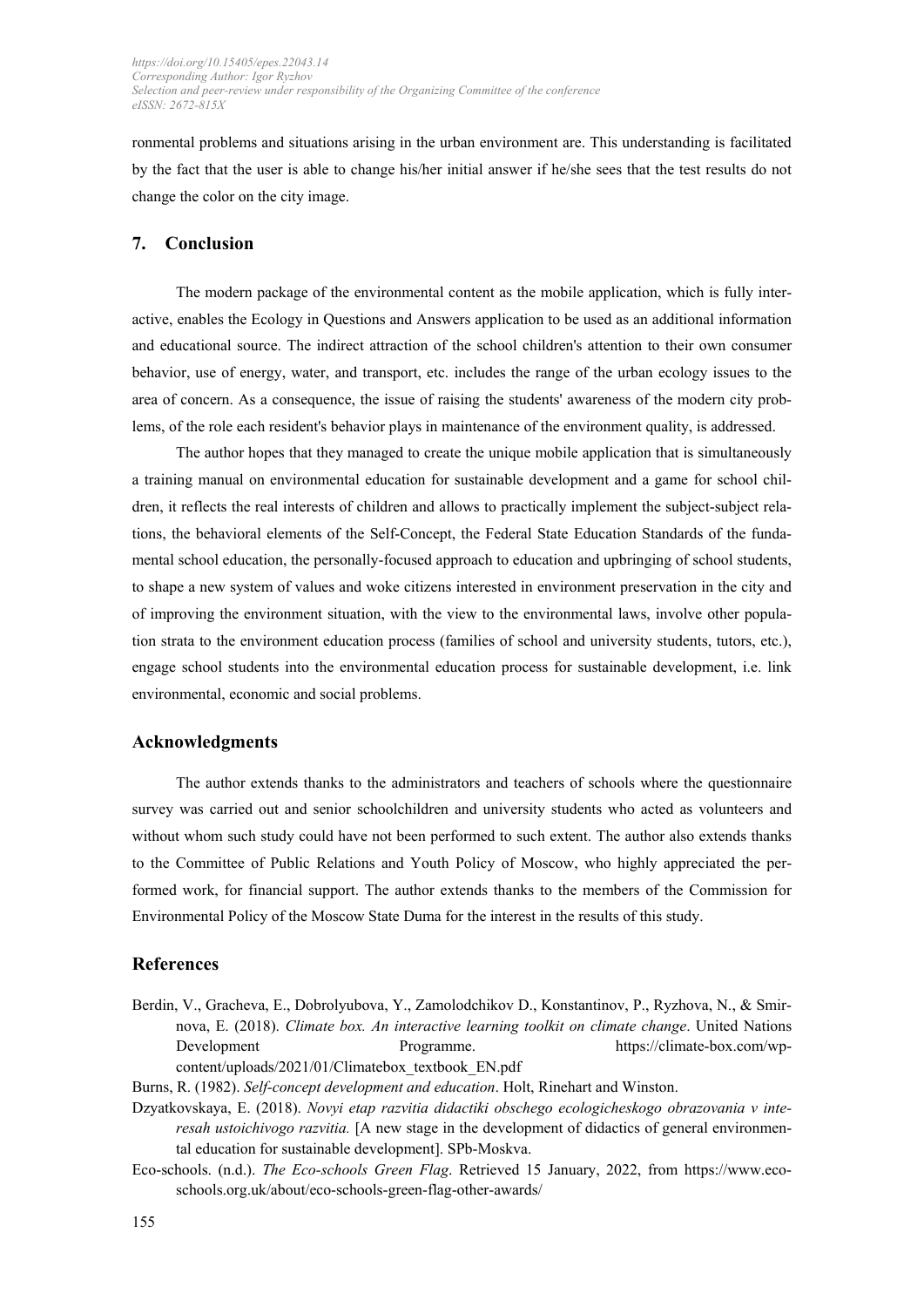ronmental problems and situations arising in the urban environment are. This understanding is facilitated by the fact that the user is able to change his/her initial answer if he/she sees that the test results do not change the color on the city image.

## 7. Conclusion

The modern package of the environmental content as the mobile application, which is fully interactive, enables the Ecology in Questions and Answers application to be used as an additional information and educational source. The indirect attraction of the school children's attention to their own consumer behavior, use of energy, water, and transport, etc. includes the range of the urban ecology issues to the area of concern. As a consequence, the issue of raising the students' awareness of the modern city problems, of the role each resident's behavior plays in maintenance of the environment quality, is addressed.

The author hopes that they managed to create the unique mobile application that is simultaneously a training manual on environmental education for sustainable development and a game for school children, it reflects the real interests of children and allows to practically implement the subject-subject relations, the behavioral elements of the Self-Concept, the Federal State Education Standards of the fundamental school education, the personally-focused approach to education and upbringing of school students, to shape a new system of values and woke citizens interested in environment preservation in the city and of improving the environment situation, with the view to the environmental laws, involve other population strata to the environment education process (families of school and university students, tutors, etc.), engage school students into the environmental education process for sustainable development, i.e. link environmental, economic and social problems.

## Acknowledgments

The author extends thanks to the administrators and teachers of schools where the questionnaire survey was carried out and senior schoolchildren and university students who acted as volunteers and without whom such study could have not been performed to such extent. The author also extends thanks to the Committee of Public Relations and Youth Policy of Moscow, who highly appreciated the performed work, for financial support. The author extends thanks to the members of the Commission for Environmental Policy of the Moscow State Duma for the interest in the results of this study.

## References

Berdin, V., Gracheva, E., Dobrolyubova, Y., Zamolodchikov D., Konstantinov, P., Ryzhova, N., & Smirnova, E. (2018). *Climate box. An interactive learning toolkit on climate change*. United Nations Development Programme. https://climate-box.com/wp-content/uploads/2021/01/Climatebox_textbook_EN.pdf

Burns, R. (1982). *Self-concept development and education*. Holt, Rinehart and Winston.

Dzyatkovskaya, E. (2018). *Novyi etap razvitia didaktiki obschego ecologicheskogo obrazovania v interesah ustoichivogo razvitia.* [A new stage in the development of didactics of general environmental education for sustainable development]. SPb-Moskva.

Eco-schools. (n.d.). *The Eco-schools Green Flag*. Retrieved 15 January, 2022, from https://www.eco-schools.org.uk/about/eco-schools-green-flag-other-awards/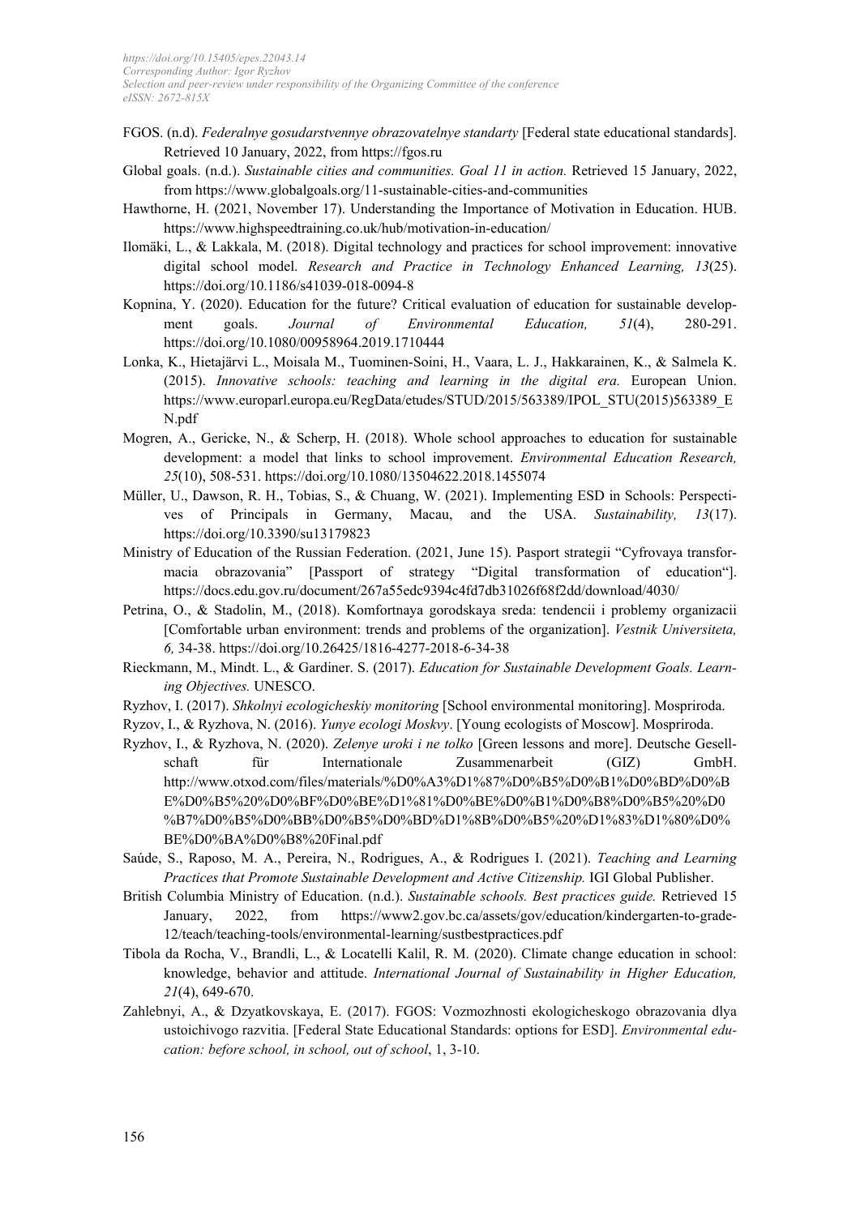FGOS. (n.d). *Federalnye gosudarstvennye obrazovatelnye standarty* [Federal state educational standards]. Retrieved 10 January, 2022, from https://fgos.ru

Global goals. (n.d.). *Sustainable cities and communities. Goal 11 in action.* Retrieved 15 January, 2022, from https://www.globalgoals.org/11-sustainable-cities-and-communities

Hawthorne, H. (2021, November 17). Understanding the Importance of Motivation in Education. HUB. https://www.highspeedtraining.co.uk/hub/motivation-in-education/

Ilomäki, L., & Lakkala, M. (2018). Digital technology and practices for school improvement: innovative digital school model. *Research and Practice in Technology Enhanced Learning, 13*(25). https://doi.org/10.1186/s41039-018-0094-8

Kopnina, Y. (2020). Education for the future? Critical evaluation of education for sustainable development goals. *Journal of Environmental Education, 51*(4), 280-291. https://doi.org/10.1080/00958964.2019.1710444

Lonka, K., Hietajärvi L., Moisala M., Tuominen-Soini, H., Vaara, L. J., Hakkarainen, K., & Salmela K. (2015). *Innovative schools: teaching and learning in the digital era.* European Union. https://www.europarl.europa.eu/RegData/etudes/STUD/2015/563389/IPOL_STU(2015)563389_EN.pdf

Mogren, A., Gericke, N., & Scherp, H. (2018). Whole school approaches to education for sustainable development: a model that links to school improvement. *Environmental Education Research, 25*(10), 508-531. https://doi.org/10.1080/13504622.2018.1455074

Müller, U., Dawson, R. H., Tobias, S., & Chuang, W. (2021). Implementing ESD in Schools: Perspectives of Principals in Germany, Macau, and the USA. *Sustainability, 13*(17). https://doi.org/10.3390/su13179823

Ministry of Education of the Russian Federation. (2021, June 15). Pasport strategii "Cyfrovaya transformacia obrazovania" [Passport of strategy "Digital transformation of education"]. https://docs.edu.gov.ru/document/267a55edc9394c4fd7db31026f68f2dd/download/4030/

Petrina, O., & Stadolin, M., (2018). Komfortnaya gorodskaya sreda: tendencii i problemy organizacii [Comfortable urban environment: trends and problems of the organization]. *Vestnik Universiteta, 6,* 34-38. https://doi.org/10.26425/1816-4277-2018-6-34-38

Rieckmann, M., Mindt. L., & Gardiner. S. (2017). *Education for Sustainable Development Goals. Learning Objectives.* UNESCO.

Ryzhov, I. (2017). *Shkolnyi ecologicheskiy monitoring* [School environmental monitoring]. Mospriroda.

Ryzov, I., & Ryzhova, N. (2016). *Yunye ecologi Moskvy*. [Young ecologists of Moscow]. Mospriroda.

Ryzhov, I., & Ryzhova, N. (2020). *Zelenye uroki i ne tolko* [Green lessons and more]. Deutsche Gesellschaft für Internationale Zusammenarbeit (GIZ) GmbH. http://www.otxod.com/files/materials/%D0%A3%D1%87%D0%B5%D0%B1%D0%BD%D0%BE%D0%B5%20%D0%BF%D0%BE%D1%81%D0%BE%D0%B1%D0%B8%D0%B5%20%D0%B7%D0%B5%D0%BB%D0%B5%D0%BD%D1%8B%D0%B5%20%D1%83%D1%80%D0%BE%D0%BA%D0%B8%20Final.pdf

Saúde, S., Raposo, M. A., Pereira, N., Rodrigues, A., & Rodrigues I. (2021). *Teaching and Learning Practices that Promote Sustainable Development and Active Citizenship.* IGI Global Publisher.

British Columbia Ministry of Education. (n.d.). *Sustainable schools. Best practices guide.* Retrieved 15 January, 2022, from https://www2.gov.bc.ca/assets/gov/education/kindergarten-to-grade-12/teach/teaching-tools/environmental-learning/sustbestpractices.pdf

Tibola da Rocha, V., Brandli, L., & Locatelli Kalil, R. M. (2020). Climate change education in school: knowledge, behavior and attitude. *International Journal of Sustainability in Higher Education, 21*(4), 649-670.

Zahlebnyi, A., & Dzyatkovskaya, E. (2017). FGOS: Vozmozhnosti ekologicheskogo obrazovania dlya ustoichivogo razvitia. [Federal State Educational Standards: options for ESD]. *Environmental education: before school, in school, out of school*, 1, 3-10.